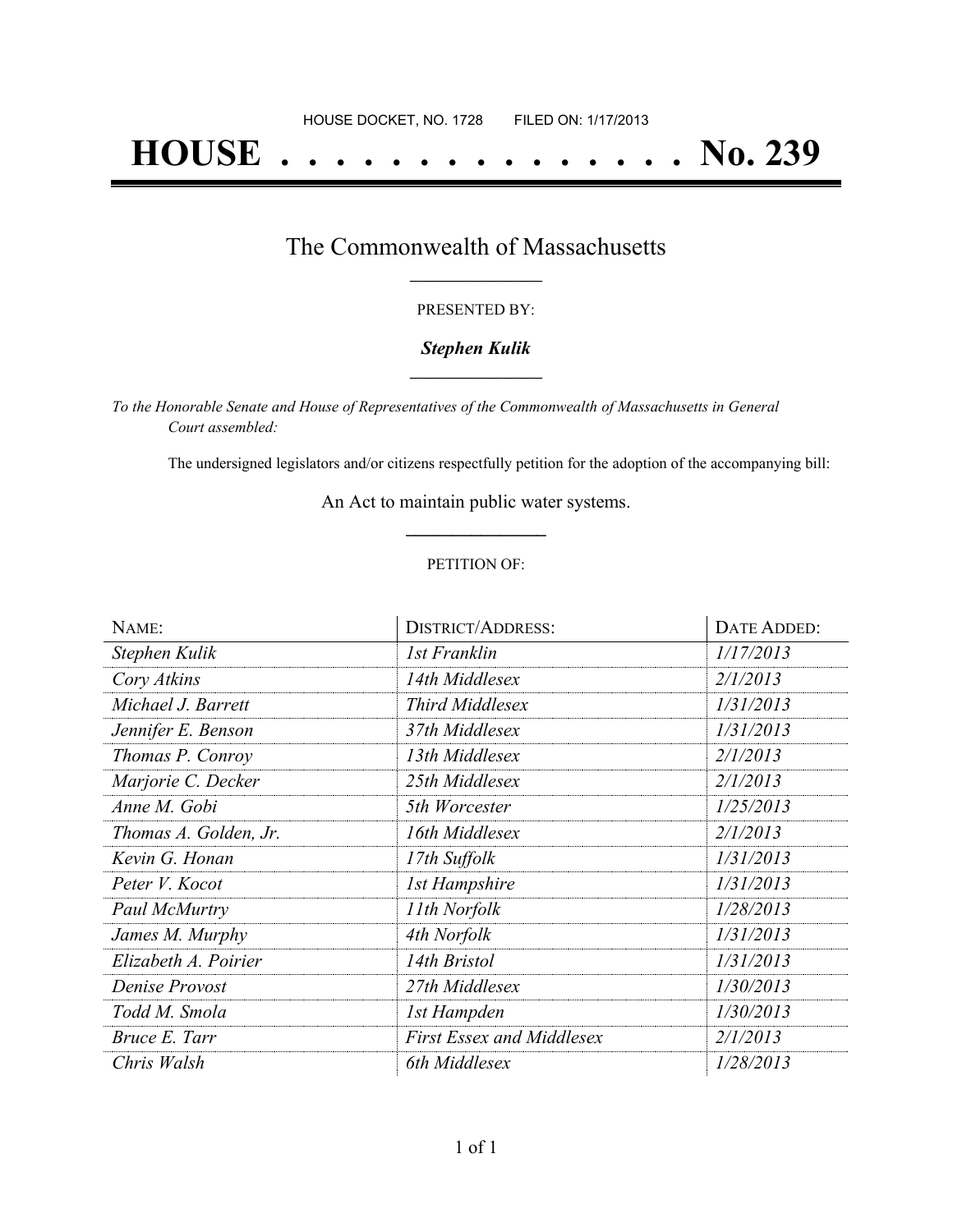HOUSE DOCKET, NO. 1728        FILED ON: 1/17/2013

# HOUSE . . . . . . . . . . . . . . . No. 239

## The Commonwealth of Massachusetts

PRESENTED BY:

***Stephen Kulik***

*To the Honorable Senate and House of Representatives of the Commonwealth of Massachusetts in General Court assembled:*

The undersigned legislators and/or citizens respectfully petition for the adoption of the accompanying bill:

An Act to maintain public water systems.

PETITION OF:

| NAME: | DISTRICT/ADDRESS: | DATE ADDED: |
|---|---|---|
| *Stephen Kulik* | *1st Franklin* | *1/17/2013* |
| *Cory Atkins* | *14th Middlesex* | *2/1/2013* |
| *Michael J. Barrett* | *Third Middlesex* | *1/31/2013* |
| *Jennifer E. Benson* | *37th Middlesex* | *1/31/2013* |
| *Thomas P. Conroy* | *13th Middlesex* | *2/1/2013* |
| *Marjorie C. Decker* | *25th Middlesex* | *2/1/2013* |
| *Anne M. Gobi* | *5th Worcester* | *1/25/2013* |
| *Thomas A. Golden, Jr.* | *16th Middlesex* | *2/1/2013* |
| *Kevin G. Honan* | *17th Suffolk* | *1/31/2013* |
| *Peter V. Kocot* | *1st Hampshire* | *1/31/2013* |
| *Paul McMurtry* | *11th Norfolk* | *1/28/2013* |
| *James M. Murphy* | *4th Norfolk* | *1/31/2013* |
| *Elizabeth A. Poirier* | *14th Bristol* | *1/31/2013* |
| *Denise Provost* | *27th Middlesex* | *1/30/2013* |
| *Todd M. Smola* | *1st Hampden* | *1/30/2013* |
| *Bruce E. Tarr* | *First Essex and Middlesex* | *2/1/2013* |
| *Chris Walsh* | *6th Middlesex* | *1/28/2013* |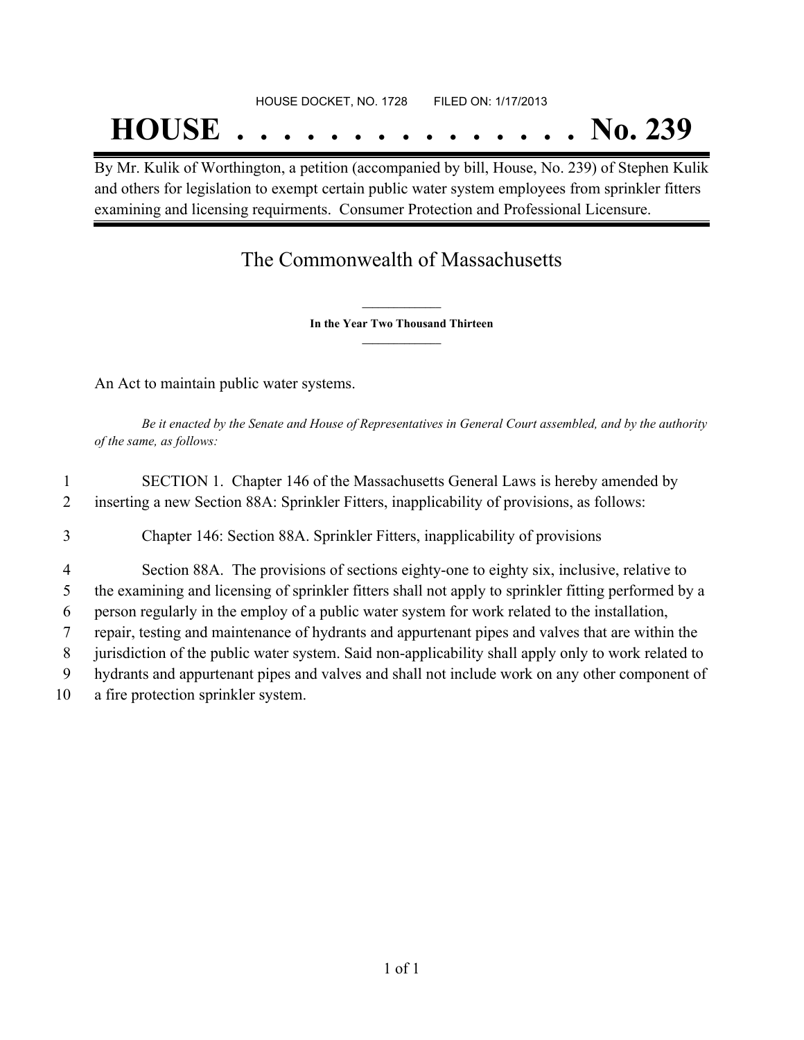HOUSE DOCKET, NO. 1728 FILED ON: 1/17/2013

# HOUSE . . . . . . . . . . . . . . . No. 239

By Mr. Kulik of Worthington, a petition (accompanied by bill, House, No. 239) of Stephen Kulik and others for legislation to exempt certain public water system employees from sprinkler fitters examining and licensing requirments. Consumer Protection and Professional Licensure.

## The Commonwealth of Massachusetts

**In the Year Two Thousand Thirteen**

An Act to maintain public water systems.

*Be it enacted by the Senate and House of Representatives in General Court assembled, and by the authority of the same, as follows:*

1 SECTION 1. Chapter 146 of the Massachusetts General Laws is hereby amended by
2 inserting a new Section 88A: Sprinkler Fitters, inapplicability of provisions, as follows:

3 Chapter 146: Section 88A. Sprinkler Fitters, inapplicability of provisions

4 Section 88A. The provisions of sections eighty-one to eighty six, inclusive, relative to
5 the examining and licensing of sprinkler fitters shall not apply to sprinkler fitting performed by a
6 person regularly in the employ of a public water system for work related to the installation,
7 repair, testing and maintenance of hydrants and appurtenant pipes and valves that are within the
8 jurisdiction of the public water system. Said non-applicability shall apply only to work related to
9 hydrants and appurtenant pipes and valves and shall not include work on any other component of
10 a fire protection sprinkler system.